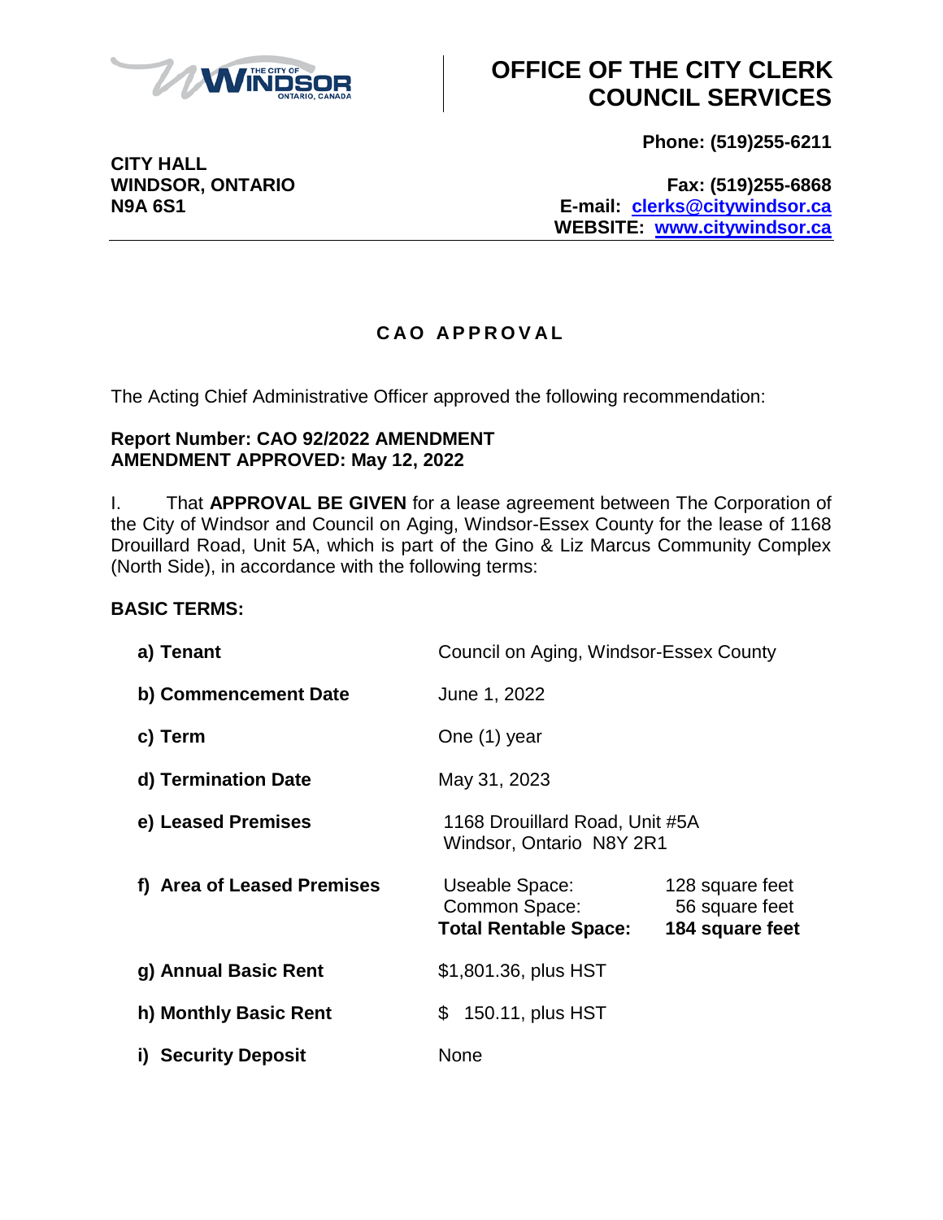# OFFICE OF THE CITY CLERK COUNCIL SERVICES

**CITY HALL**
**WINDSOR, ONTARIO**
**N9A 6S1**

**Phone: (519)255-6211**

**Fax: (519)255-6868**
**E-mail: clerks@citywindsor.ca**
**WEBSITE: www.citywindsor.ca**

## C A O  A P P R O V A L

The Acting Chief Administrative Officer approved the following recommendation:

**Report Number: CAO 92/2022 AMENDMENT**
**AMENDMENT APPROVED: May 12, 2022**

I. That **APPROVAL BE GIVEN** for a lease agreement between The Corporation of the City of Windsor and Council on Aging, Windsor-Essex County for the lease of 1168 Drouillard Road, Unit 5A, which is part of the Gino & Liz Marcus Community Complex (North Side), in accordance with the following terms:

**BASIC TERMS:**

| | | |
|---|---|---|
| **a) Tenant** | Council on Aging, Windsor-Essex County | |
| **b) Commencement Date** | June 1, 2022 | |
| **c) Term** | One (1) year | |
| **d) Termination Date** | May 31, 2023 | |
| **e) Leased Premises** | 1168 Drouillard Road, Unit #5A Windsor, Ontario N8Y 2R1 | |
| **f) Area of Leased Premises** | Useable Space: | 128 square feet |
| | Common Space: | 56 square feet |
| | **Total Rentable Space:** | **184 square feet** |
| **g) Annual Basic Rent** | $1,801.36, plus HST | |
| **h) Monthly Basic Rent** | $ 150.11, plus HST | |
| **i) Security Deposit** | None | |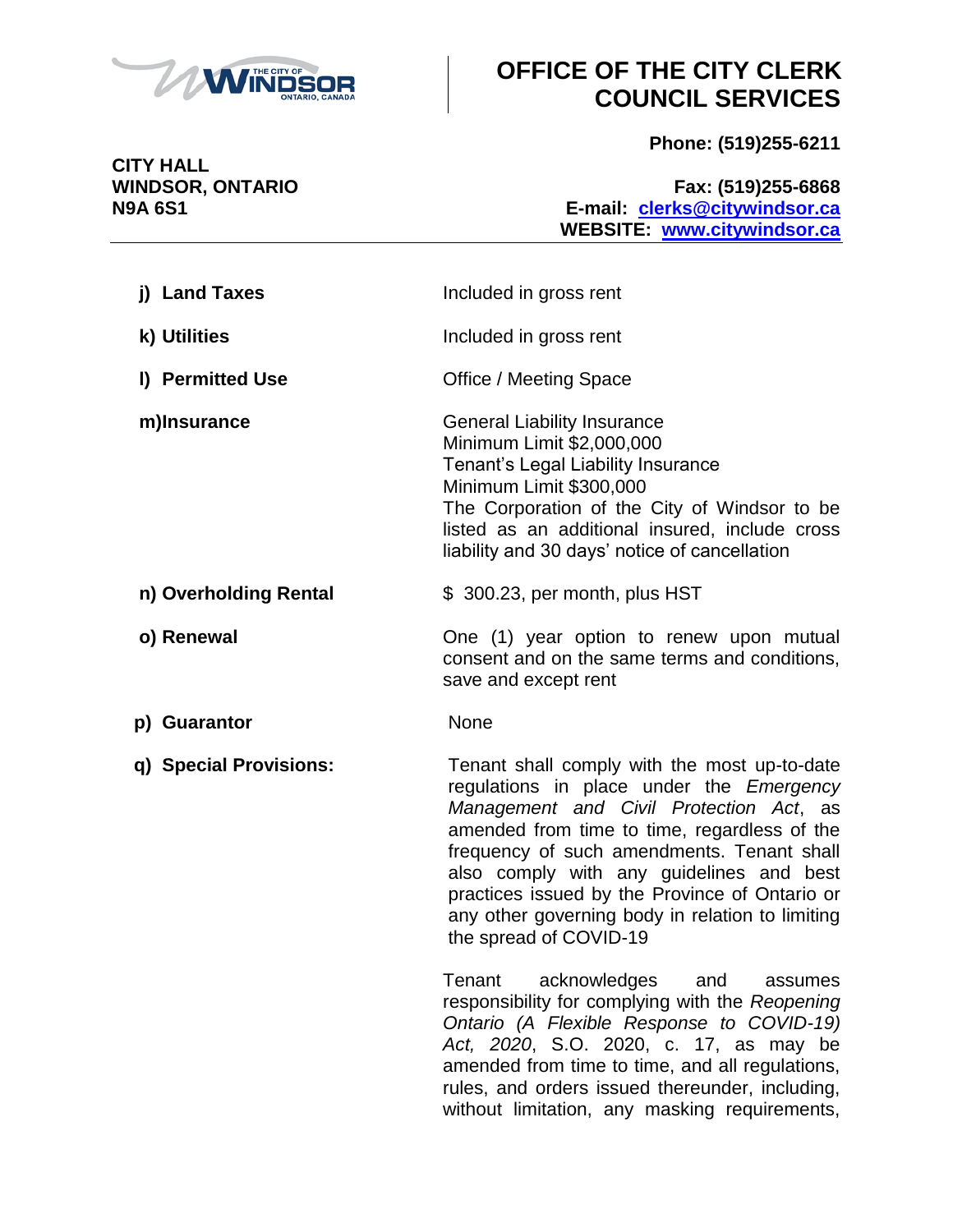| | |
|---|---|
| **j) Land Taxes** | Included in gross rent |
| **k) Utilities** | Included in gross rent |
| **l) Permitted Use** | Office / Meeting Space |
| **m) Insurance** | General Liability Insurance<br>Minimum Limit $2,000,000<br>Tenant's Legal Liability Insurance<br>Minimum Limit $300,000<br>The Corporation of the City of Windsor to be listed as an additional insured, include cross liability and 30 days' notice of cancellation |
| **n) Overholding Rental** | $ 300.23, per month, plus HST |
| **o) Renewal** | One (1) year option to renew upon mutual consent and on the same terms and conditions, save and except rent |
| **p) Guarantor** | None |
| **q) Special Provisions:** | Tenant shall comply with the most up-to-date regulations in place under the *Emergency Management and Civil Protection Act*, as amended from time to time, regardless of the frequency of such amendments. Tenant shall also comply with any guidelines and best practices issued by the Province of Ontario or any other governing body in relation to limiting the spread of COVID-19<br><br>Tenant acknowledges and assumes responsibility for complying with the *Reopening Ontario (A Flexible Response to COVID-19) Act, 2020*, S.O. 2020, c. 17, as may be amended from time to time, and all regulations, rules, and orders issued thereunder, including, without limitation, any masking requirements, |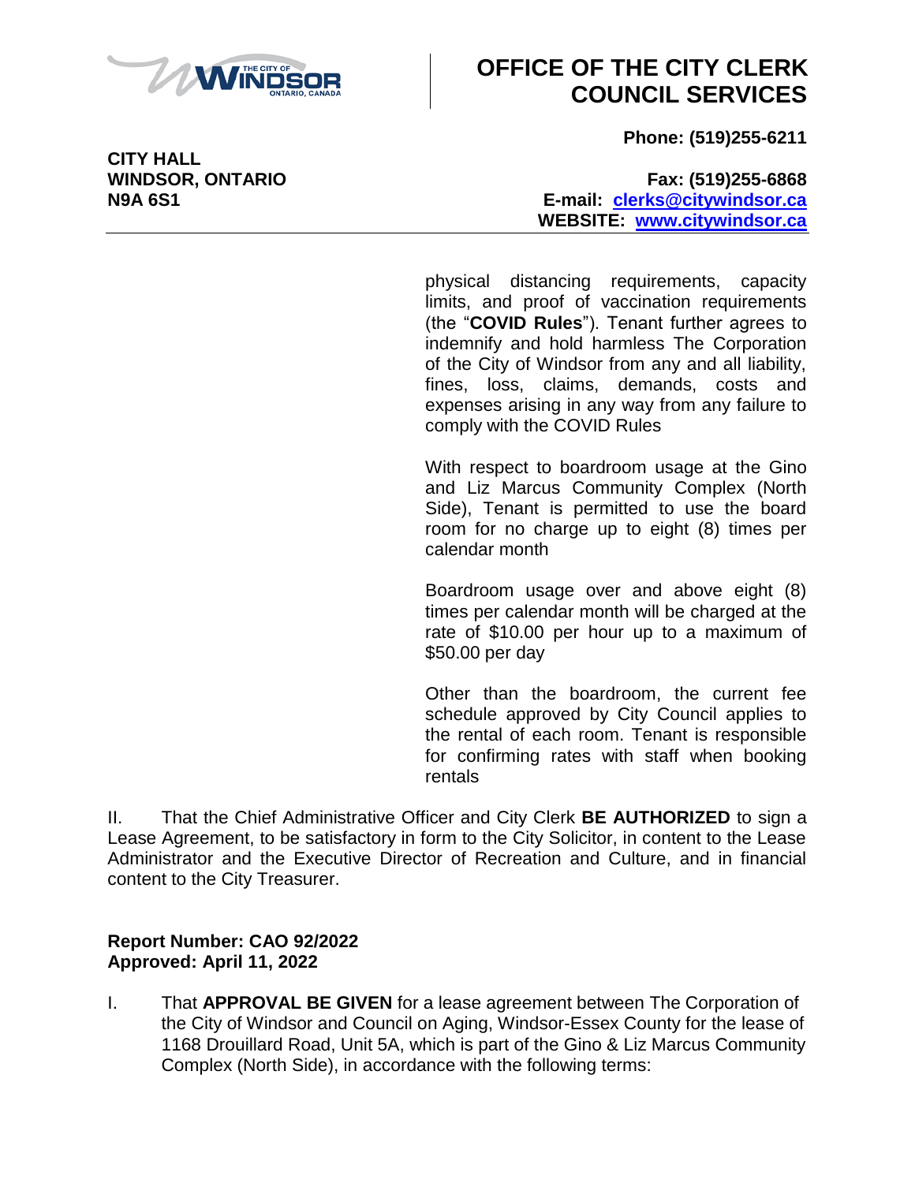physical distancing requirements, capacity limits, and proof of vaccination requirements (the "**COVID Rules**"). Tenant further agrees to indemnify and hold harmless The Corporation of the City of Windsor from any and all liability, fines, loss, claims, demands, costs and expenses arising in any way from any failure to comply with the COVID Rules

With respect to boardroom usage at the Gino and Liz Marcus Community Complex (North Side), Tenant is permitted to use the board room for no charge up to eight (8) times per calendar month

Boardroom usage over and above eight (8) times per calendar month will be charged at the rate of $10.00 per hour up to a maximum of $50.00 per day

Other than the boardroom, the current fee schedule approved by City Council applies to the rental of each room. Tenant is responsible for confirming rates with staff when booking rentals

II. That the Chief Administrative Officer and City Clerk **BE AUTHORIZED** to sign a Lease Agreement, to be satisfactory in form to the City Solicitor, in content to the Lease Administrator and the Executive Director of Recreation and Culture, and in financial content to the City Treasurer.

**Report Number: CAO 92/2022**
**Approved: April 11, 2022**

I. That **APPROVAL BE GIVEN** for a lease agreement between The Corporation of the City of Windsor and Council on Aging, Windsor-Essex County for the lease of 1168 Drouillard Road, Unit 5A, which is part of the Gino & Liz Marcus Community Complex (North Side), in accordance with the following terms: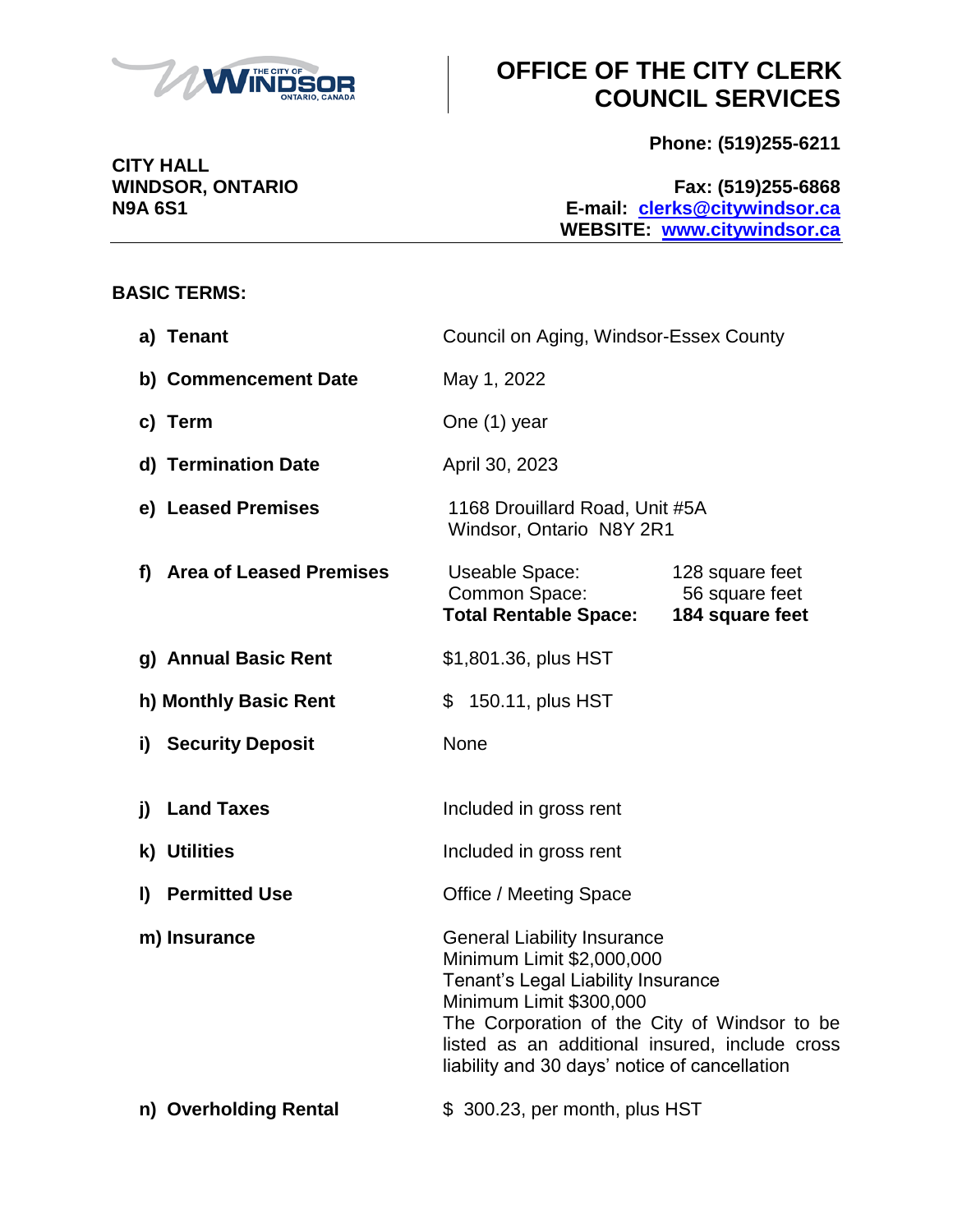# OFFICE OF THE CITY CLERK COUNCIL SERVICES

**CITY HALL**
**WINDSOR, ONTARIO**
**N9A 6S1**

**Phone: (519)255-6211**

**Fax: (519)255-6868**
**E-mail: clerks@citywindsor.ca**
**WEBSITE: www.citywindsor.ca**

---

**BASIC TERMS:**

| | | |
|---|---|---|
| **a) Tenant** | Council on Aging, Windsor-Essex County | |
| **b) Commencement Date** | May 1, 2022 | |
| **c) Term** | One (1) year | |
| **d) Termination Date** | April 30, 2023 | |
| **e) Leased Premises** | 1168 Drouillard Road, Unit #5A Windsor, Ontario N8Y 2R1 | |
| **f) Area of Leased Premises** | Useable Space: | 128 square feet |
| | Common Space: | 56 square feet |
| | **Total Rentable Space:** | **184 square feet** |
| **g) Annual Basic Rent** | $1,801.36, plus HST | |
| **h) Monthly Basic Rent** | $ 150.11, plus HST | |
| **i) Security Deposit** | None | |
| **j) Land Taxes** | Included in gross rent | |
| **k) Utilities** | Included in gross rent | |
| **l) Permitted Use** | Office / Meeting Space | |
| **m) Insurance** | General Liability Insurance Minimum Limit $2,000,000 Tenant's Legal Liability Insurance Minimum Limit $300,000 The Corporation of the City of Windsor to be listed as an additional insured, include cross liability and 30 days' notice of cancellation | |
| **n) Overholding Rental** | $ 300.23, per month, plus HST | |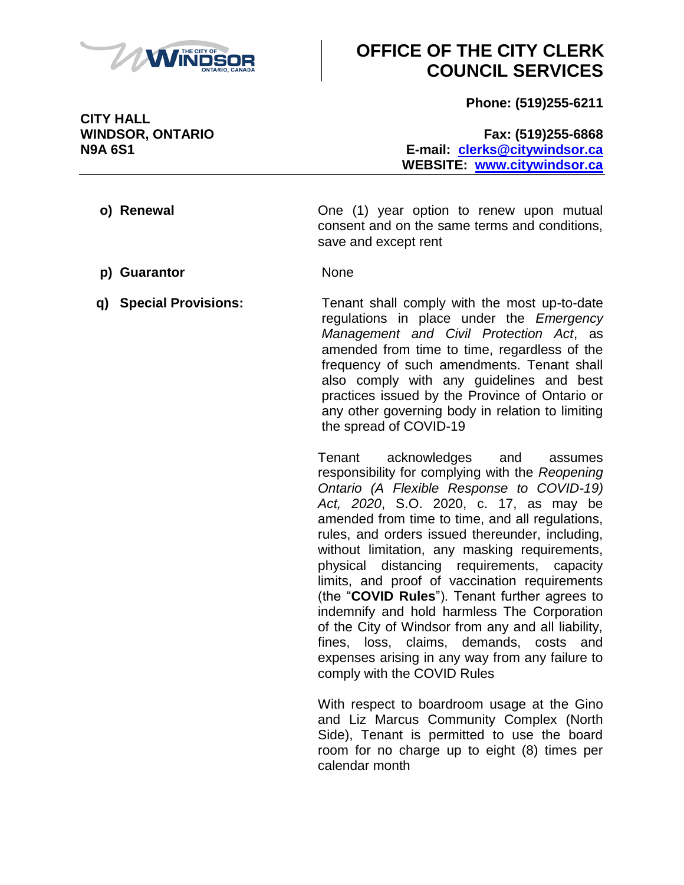**o) Renewal**

One (1) year option to renew upon mutual consent and on the same terms and conditions, save and except rent

**p) Guarantor**

None

**q) Special Provisions:**

Tenant shall comply with the most up-to-date regulations in place under the *Emergency Management and Civil Protection Act*, as amended from time to time, regardless of the frequency of such amendments. Tenant shall also comply with any guidelines and best practices issued by the Province of Ontario or any other governing body in relation to limiting the spread of COVID-19

Tenant acknowledges and assumes responsibility for complying with the *Reopening Ontario (A Flexible Response to COVID-19) Act, 2020*, S.O. 2020, c. 17, as may be amended from time to time, and all regulations, rules, and orders issued thereunder, including, without limitation, any masking requirements, physical distancing requirements, capacity limits, and proof of vaccination requirements (the "**COVID Rules**"). Tenant further agrees to indemnify and hold harmless The Corporation of the City of Windsor from any and all liability, fines, loss, claims, demands, costs and expenses arising in any way from any failure to comply with the COVID Rules

With respect to boardroom usage at the Gino and Liz Marcus Community Complex (North Side), Tenant is permitted to use the board room for no charge up to eight (8) times per calendar month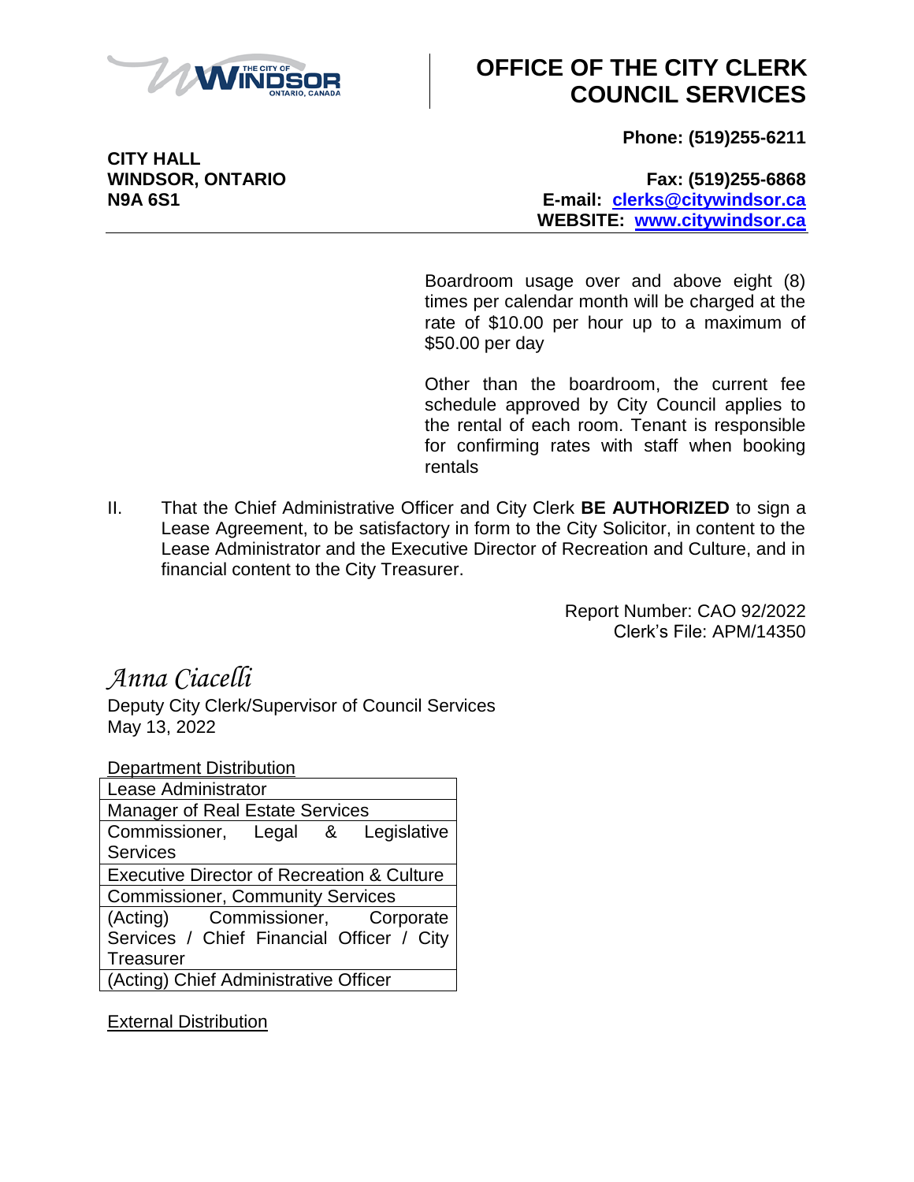**OFFICE OF THE CITY CLERK COUNCIL SERVICES**

**CITY HALL**
**WINDSOR, ONTARIO**
**N9A 6S1**

**Phone: (519)255-6211**

**Fax: (519)255-6868**
**E-mail: clerks@citywindsor.ca**
**WEBSITE: www.citywindsor.ca**

---

Boardroom usage over and above eight (8) times per calendar month will be charged at the rate of $10.00 per hour up to a maximum of $50.00 per day

Other than the boardroom, the current fee schedule approved by City Council applies to the rental of each room. Tenant is responsible for confirming rates with staff when booking rentals

II. That the Chief Administrative Officer and City Clerk **BE AUTHORIZED** to sign a Lease Agreement, to be satisfactory in form to the City Solicitor, in content to the Lease Administrator and the Executive Director of Recreation and Culture, and in financial content to the City Treasurer.

Report Number: CAO 92/2022
Clerk's File: APM/14350

*Anna Ciacelli*
Deputy City Clerk/Supervisor of Council Services
May 13, 2022

Department Distribution

| |
|---|
| Lease Administrator |
| Manager of Real Estate Services |
| Commissioner, Legal & Legislative Services |
| Executive Director of Recreation & Culture |
| Commissioner, Community Services |
| (Acting) Commissioner, Corporate Services / Chief Financial Officer / City Treasurer |
| (Acting) Chief Administrative Officer |

External Distribution